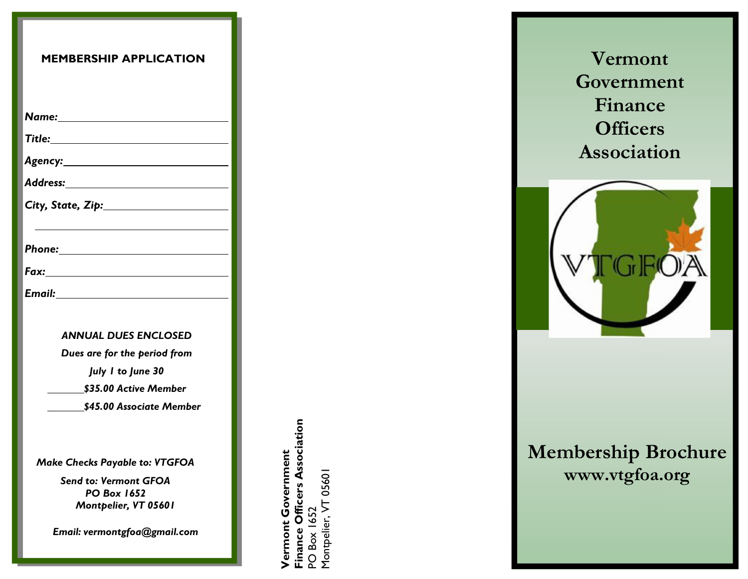## MEMBERSHIP APPLICATION

***Name:*** \_\_\_\_\_\_\_\_\_\_\_\_\_\_\_\_\_\_\_\_\_\_\_\_\_\_\_\_\_\_

***Title:*** \_\_\_\_\_\_\_\_\_\_\_\_\_\_\_\_\_\_\_\_\_\_\_\_\_\_\_\_\_\_

***Agency:*** \_\_\_\_\_\_\_\_\_\_\_\_\_\_\_\_\_\_\_\_\_\_\_\_\_\_\_\_\_\_

***Address:*** \_\_\_\_\_\_\_\_\_\_\_\_\_\_\_\_\_\_\_\_\_\_\_\_\_\_\_\_\_\_

***City, State, Zip:*** \_\_\_\_\_\_\_\_\_\_\_\_\_\_\_\_\_\_\_\_\_\_\_\_\_\_\_\_\_\_

\_\_\_\_\_\_\_\_\_\_\_\_\_\_\_\_\_\_\_\_\_\_\_\_\_\_\_\_\_\_

***Phone:*** \_\_\_\_\_\_\_\_\_\_\_\_\_\_\_\_\_\_\_\_\_\_\_\_\_\_\_\_\_\_

***Fax:*** \_\_\_\_\_\_\_\_\_\_\_\_\_\_\_\_\_\_\_\_\_\_\_\_\_\_\_\_\_\_

***Email:*** \_\_\_\_\_\_\_\_\_\_\_\_\_\_\_\_\_\_\_\_\_\_\_\_\_\_\_\_\_\_

***ANNUAL DUES ENCLOSED***

***Dues are for the period from***

***July 1 to June 30***

\_\_\_\_\_\_\_ ***$35.00 Active Member***

\_\_\_\_\_\_\_ ***$45.00 Associate Member***

***Make Checks Payable to: VTGFOA***

***Send to: Vermont GFOA***
***PO Box 1652***
***Montpelier, VT 05601***

***Email: vermontgfoa@gmail.com***

**Vermont Government**
**Finance Officers Association**
PO Box 1652
Montpelier, VT 05601

# Vermont Government Finance Officers Association

VTGFOA

## Membership Brochure

**www.vtgfoa.org**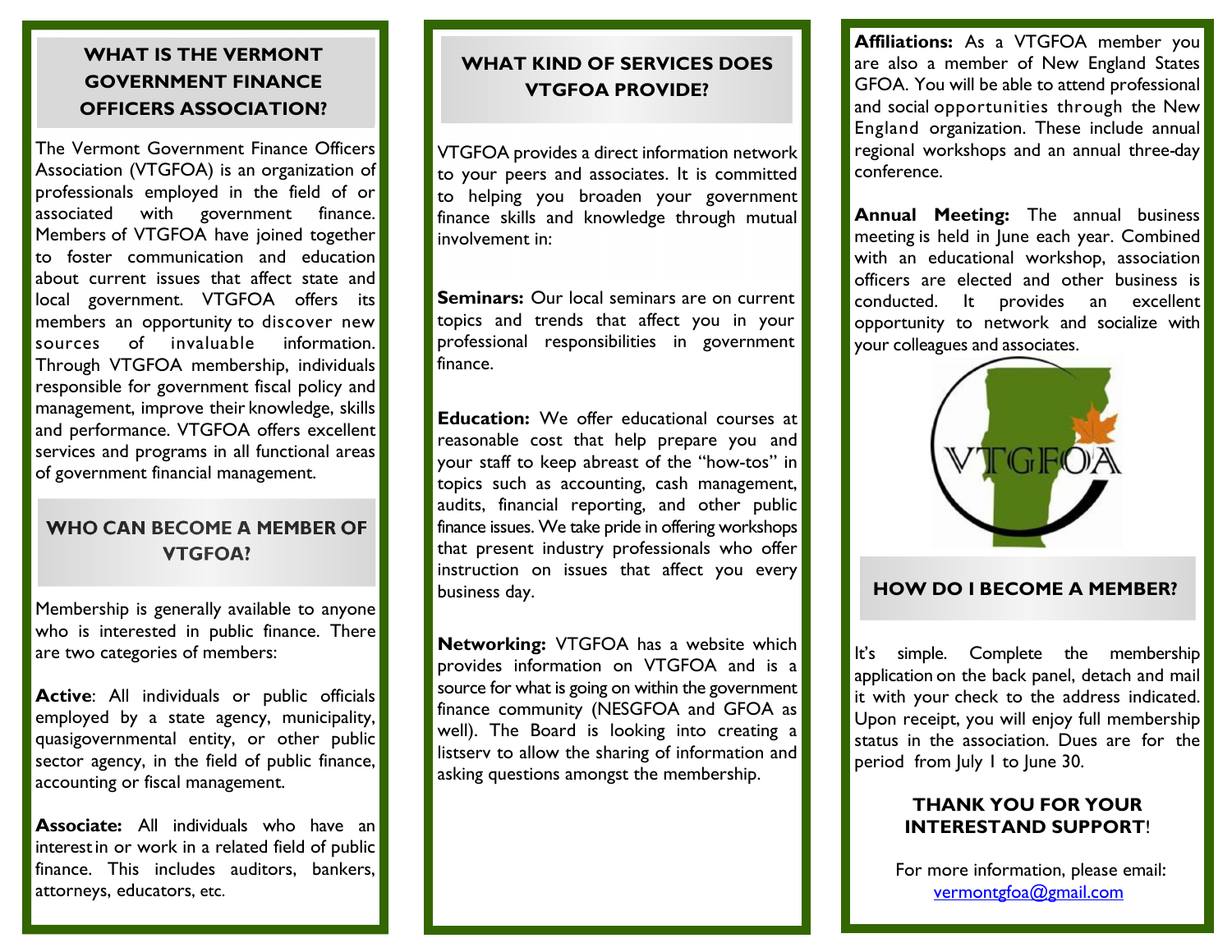## WHAT IS THE VERMONT GOVERNMENT FINANCE OFFICERS ASSOCIATION?

The Vermont Government Finance Officers Association (VTGFOA) is an organization of professionals employed in the field of or associated with government finance. Members of VTGFOA have joined together to foster communication and education about current issues that affect state and local government. VTGFOA offers its members an opportunity to discover new sources of invaluable information. Through VTGFOA membership, individuals responsible for government fiscal policy and management, improve their knowledge, skills and performance. VTGFOA offers excellent services and programs in all functional areas of government financial management.

## WHO CAN BECOME A MEMBER OF VTGFOA?

Membership is generally available to anyone who is interested in public finance. There are two categories of members:

**Active**: All individuals or public officials employed by a state agency, municipality, quasigovernmental entity, or other public sector agency, in the field of public finance, accounting or fiscal management.

**Associate:** All individuals who have an interest in or work in a related field of public finance. This includes auditors, bankers, attorneys, educators, etc.

## WHAT KIND OF SERVICES DOES VTGFOA PROVIDE?

VTGFOA provides a direct information network to your peers and associates. It is committed to helping you broaden your government finance skills and knowledge through mutual involvement in:

**Seminars:** Our local seminars are on current topics and trends that affect you in your professional responsibilities in government finance.

**Education:** We offer educational courses at reasonable cost that help prepare you and your staff to keep abreast of the "how-tos" in topics such as accounting, cash management, audits, financial reporting, and other public finance issues. We take pride in offering workshops that present industry professionals who offer instruction on issues that affect you every business day.

**Networking:** VTGFOA has a website which provides information on VTGFOA and is a source for what is going on within the government finance community (NESGFOA and GFOA as well). The Board is looking into creating a listserv to allow the sharing of information and asking questions amongst the membership.

**Affiliations:** As a VTGFOA member you are also a member of New England States GFOA. You will be able to attend professional and social opportunities through the New England organization. These include annual regional workshops and an annual three-day conference.

**Annual Meeting:** The annual business meeting is held in June each year. Combined with an educational workshop, association officers are elected and other business is conducted. It provides an excellent opportunity to network and socialize with your colleagues and associates.

VTGFOA

## HOW DO I BECOME A MEMBER?

It's simple. Complete the membership application on the back panel, detach and mail it with your check to the address indicated. Upon receipt, you will enjoy full membership status in the association. Dues are for the period from July 1 to June 30.

**THANK YOU FOR YOUR INTERESTAND SUPPORT!**

For more information, please email: vermontgfoa@gmail.com